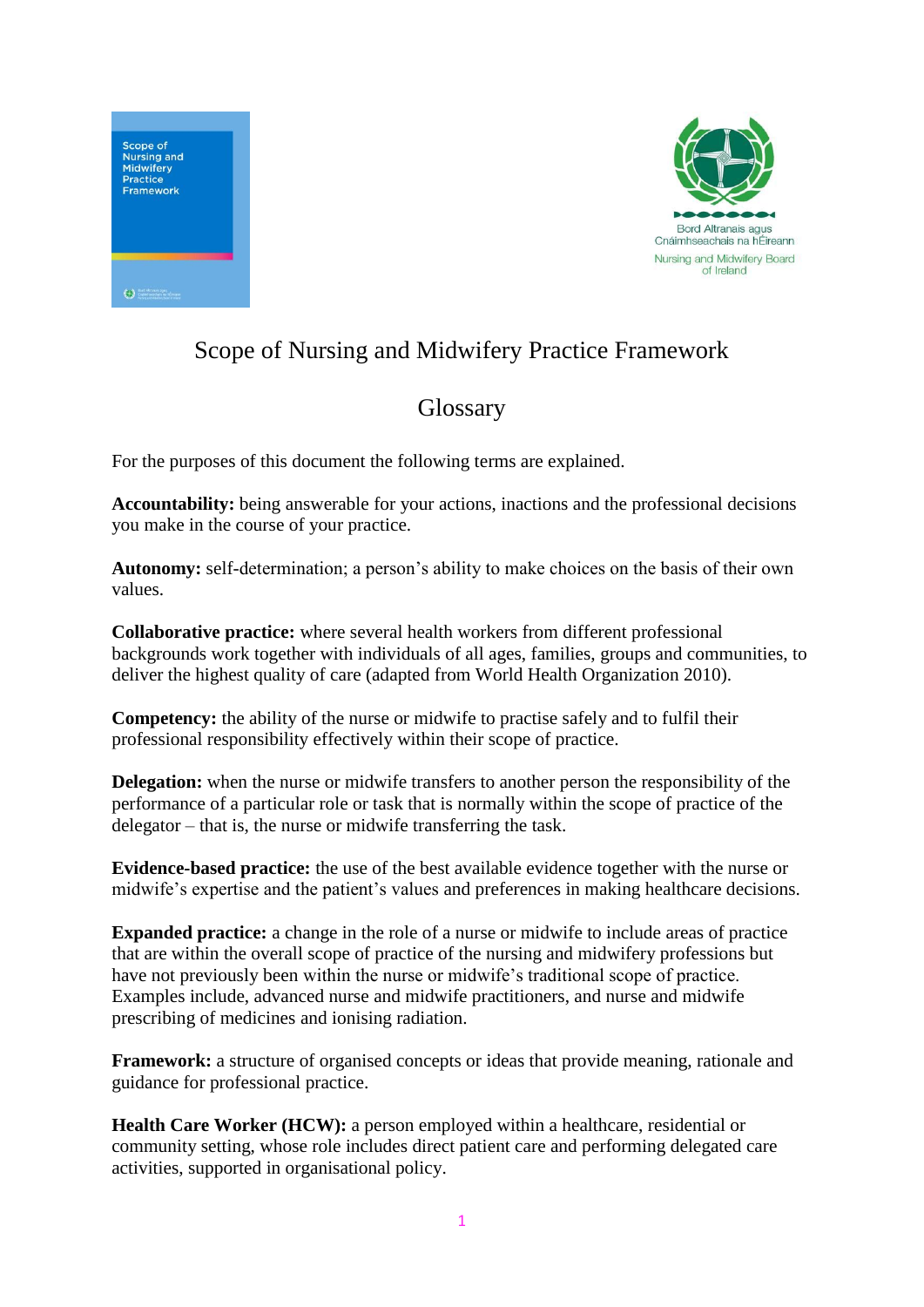# Scope of Nursing and Midwifery Practice Framework

## Glossary

For the purposes of this document the following terms are explained.

**Accountability:** being answerable for your actions, inactions and the professional decisions you make in the course of your practice.

**Autonomy:** self-determination; a person's ability to make choices on the basis of their own values.

**Collaborative practice:** where several health workers from different professional backgrounds work together with individuals of all ages, families, groups and communities, to deliver the highest quality of care (adapted from World Health Organization 2010).

**Competency:** the ability of the nurse or midwife to practise safely and to fulfil their professional responsibility effectively within their scope of practice.

**Delegation:** when the nurse or midwife transfers to another person the responsibility of the performance of a particular role or task that is normally within the scope of practice of the delegator – that is, the nurse or midwife transferring the task.

**Evidence-based practice:** the use of the best available evidence together with the nurse or midwife's expertise and the patient's values and preferences in making healthcare decisions.

**Expanded practice:** a change in the role of a nurse or midwife to include areas of practice that are within the overall scope of practice of the nursing and midwifery professions but have not previously been within the nurse or midwife's traditional scope of practice. Examples include, advanced nurse and midwife practitioners, and nurse and midwife prescribing of medicines and ionising radiation.

**Framework:** a structure of organised concepts or ideas that provide meaning, rationale and guidance for professional practice.

**Health Care Worker (HCW):** a person employed within a healthcare, residential or community setting, whose role includes direct patient care and performing delegated care activities, supported in organisational policy.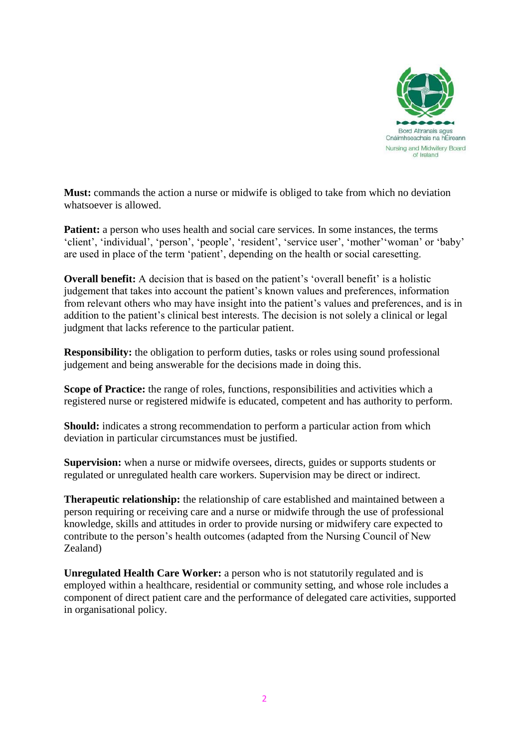**Must:** commands the action a nurse or midwife is obliged to take from which no deviation whatsoever is allowed.

**Patient:** a person who uses health and social care services. In some instances, the terms 'client', 'individual', 'person', 'people', 'resident', 'service user', 'mother''woman' or 'baby' are used in place of the term 'patient', depending on the health or social caresetting.

**Overall benefit:** A decision that is based on the patient's 'overall benefit' is a holistic judgement that takes into account the patient's known values and preferences, information from relevant others who may have insight into the patient's values and preferences, and is in addition to the patient's clinical best interests. The decision is not solely a clinical or legal judgment that lacks reference to the particular patient.

**Responsibility:** the obligation to perform duties, tasks or roles using sound professional judgement and being answerable for the decisions made in doing this.

**Scope of Practice:** the range of roles, functions, responsibilities and activities which a registered nurse or registered midwife is educated, competent and has authority to perform.

**Should:** indicates a strong recommendation to perform a particular action from which deviation in particular circumstances must be justified.

**Supervision:** when a nurse or midwife oversees, directs, guides or supports students or regulated or unregulated health care workers. Supervision may be direct or indirect.

**Therapeutic relationship:** the relationship of care established and maintained between a person requiring or receiving care and a nurse or midwife through the use of professional knowledge, skills and attitudes in order to provide nursing or midwifery care expected to contribute to the person's health outcomes (adapted from the Nursing Council of New Zealand)

**Unregulated Health Care Worker:** a person who is not statutorily regulated and is employed within a healthcare, residential or community setting, and whose role includes a component of direct patient care and the performance of delegated care activities, supported in organisational policy.